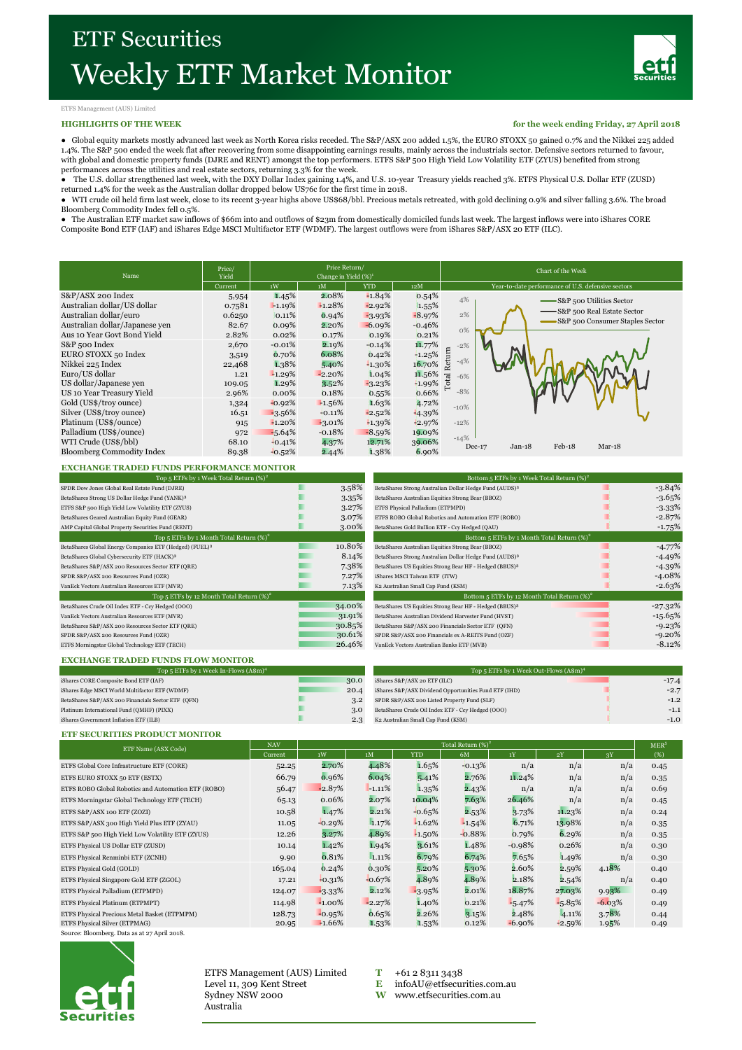# ETF Securities

# Weekly ETF Market Monitor

ETFS Management (AUS) Limited

**HIGHLIGHTS OF THE WEEK** — **for the week ending Friday, 27 April 2018**

- Global equity markets mostly advanced last week as North Korea risks receded. The S&P/ASX 200 added 1.5%, the EURO STOXX 50 gained 0.7% and the Nikkei 225 added 1.4%. The S&P 500 ended the week flat after recovering from some disappointing earnings results, mainly across the industrials sector. Defensive sectors returned to favour, with global and domestic property funds (DJRE and RENT) amongst the top performers. ETFS S&P 500 High Yield Low Volatility ETF (ZYUS) benefited from strong performances across the utilities and real estate sectors, returning 3.3% for the week.
- The U.S. dollar strengthened last week, with the DXY Dollar Index gaining 1.4%, and U.S. 10-year Treasury yields reached 3%. ETFS Physical U.S. Dollar ETF (ZUSD) returned 1.4% for the week as the Australian dollar dropped below US76c for the first time in 2018.
- WTI crude oil held firm last week, close to its recent 3-year highs above US$68/bbl. Precious metals retreated, with gold declining 0.9% and silver falling 3.6%. The broad Bloomberg Commodity Index fell 0.5%.
- The Australian ETF market saw inflows of $66m into and outflows of $23m from domestically domiciled funds last week. The largest inflows were into iShares CORE Composite Bond ETF (IAF) and iShares Edge MSCI Multifactor ETF (WDMF). The largest outflows were from iShares S&P/ASX 20 ETF (ILC).

| Name | Price/ Yield | Price Return/ Change in Yield (%)[1] | | | |
|---|---|---|---|---|---|
| | Current | 1W | 1M | YTD | 12M |
| S&P/ASX 200 Index | 5,954 | 1.45% | 2.08% | -1.84% | 0.54% |
| Australian dollar/US dollar | 0.7581 | -1.19% | -1.28% | -2.92% | 1.55% |
| Australian dollar/euro | 0.6250 | 0.11% | 0.94% | -3.93% | -8.97% |
| Australian dollar/Japanese yen | 82.67 | 0.09% | 2.20% | -6.09% | -0.46% |
| Aus 10 Year Govt Bond Yield | 2.82% | 0.02% | 0.17% | 0.19% | 0.21% |
| S&P 500 Index | 2,670 | -0.01% | 2.19% | -0.14% | 11.77% |
| EURO STOXX 50 Index | 3,519 | 0.70% | 6.08% | 0.42% | -1.25% |
| Nikkei 225 Index | 22,468 | 1.38% | 5.40% | -1.30% | 16.70% |
| Euro/US dollar | 1.21 | -1.29% | -2.20% | 1.04% | 11.56% |
| US dollar/Japanese yen | 109.05 | 1.29% | 3.52% | -3.23% | -1.99% |
| US 10 Year Treasury Yield | 2.96% | 0.00% | 0.18% | 0.55% | 0.66% |
| Gold (US$/troy ounce) | 1,324 | -0.92% | -1.56% | 1.63% | 4.72% |
| Silver (US$/troy ounce) | 16.51 | -3.56% | -0.11% | -2.52% | -4.39% |
| Platinum (US$/ounce) | 915 | -1.20% | -3.01% | -1.39% | -2.97% |
| Palladium (US$/ounce) | 972 | -5.64% | -0.18% | -8.59% | 19.09% |
| WTI Crude (US$/bbl) | 68.10 | -0.41% | 4.37% | 12.71% | 39.06% |
| Bloomberg Commodity Index | 89.38 | -0.52% | 2.44% | 1.38% | 6.90% |

**Chart of the Week**

Year-to-date performance of U.S. defensive sectors

(Chart: Total Return, Dec-17 to Mar-18; S&P 500 Utilities Sector, S&P 500 Real Estate Sector, S&P 500 Consumer Staples Sector)

## EXCHANGE TRADED FUNDS PERFORMANCE MONITOR

| Top 5 ETFs by 1 Week Total Return (%)[2] | |
|---|---|
| SPDR Dow Jones Global Real Estate Fund (DJRE) | 3.58% |
| BetaShares Strong US Dollar Hedge Fund (YANK)[3] | 3.35% |
| ETFS S&P 500 High Yield Low Volatility ETF (ZYUS) | 3.27% |
| BetaShares Geared Australian Equity Fund (GEAR) | 3.07% |
| AMP Capital Global Property Securities Fund (RENT) | 3.00% |
| **Top 5 ETFs by 1 Month Total Return (%)[2]** | |
| BetaShares Global Energy Companies ETF (Hedged) (FUEL)[3] | 10.80% |
| BetaShares Global Cybersecurity ETF (HACK)[3] | 8.14% |
| BetaShares S&P/ASX 200 Resources Sector ETF (QRE) | 7.38% |
| SPDR S&P/ASX 200 Resources Fund (OZR) | 7.27% |
| VanEck Vectors Australian Resources ETF (MVR) | 7.13% |
| **Top 5 ETFs by 12 Month Total Return (%)[2]** | |
| BetaShares Crude Oil Index ETF - Ccy Hedged (OOO) | 34.00% |
| VanEck Vectors Australian Resources ETF (MVR) | 31.91% |
| BetaShares S&P/ASX 200 Resources Sector ETF (QRE) | 30.85% |
| SPDR S&P/ASX 200 Resources Fund (OZR) | 30.61% |
| ETFS Morningstar Global Technology ETF (TECH) | 26.46% |

| Bottom 5 ETFs by 1 Week Total Return (%)[2] | |
|---|---|
| BetaShares Strong Australian Dollar Hedge Fund (AUDS)[3] | -3.84% |
| BetaShares Australian Equities Strong Bear (BBOZ) | -3.65% |
| ETFS Physical Palladium (ETPMPD) | -3.33% |
| ETFS ROBO Global Robotics and Automation ETF (ROBO) | -2.87% |
| BetaShares Gold Bullion ETF - Ccy Hedged (QAU) | -1.75% |
| **Bottom 5 ETFs by 1 Month Total Return (%)[2]** | |
| BetaShares Australian Equities Strong Bear (BBOZ) | -4.77% |
| BetaShares Strong Australian Dollar Hedge Fund (AUDS)[3] | -4.49% |
| BetaShares US Equities Strong Bear HF - Hedged (BBUS)[3] | -4.39% |
| iShares MSCI Taiwan ETF (ITW) | -4.08% |
| K2 Australian Small Cap Fund (KSM) | -2.63% |
| **Bottom 5 ETFs by 12 Month Total Return (%)[2]** | |
| BetaShares US Equities Strong Bear HF - Hedged (BBUS)[3] | -27.32% |
| BetaShares Australian Dividend Harvester Fund (HVST) | -15.65% |
| BetaShares S&P/ASX 200 Financials Sector ETF (QFN) | -9.23% |
| SPDR S&P/ASX 200 Financials ex A-REITS Fund (OZF) | -9.20% |
| VanEck Vectors Australian Banks ETF (MVB) | -8.12% |

## EXCHANGE TRADED FUNDS FLOW MONITOR

| Top 5 ETFs by 1 Week In-Flows (A$m)[4] | |
|---|---|
| iShares CORE Composite Bond ETF (IAF) | 30.0 |
| iShares Edge MSCI Multifactor ETF (WDMF) | 20.4 |
| BetaShares S&P/ASX 200 Financials Sector ETF (QFN) | 3.2 |
| Platinum International Fund (QMHF) (PIXX) | 3.0 |
| iShares Government Inflation ETF (ILB) | 2.3 |

| Top 5 ETFs by 1 Week Out-Flows (A$m)[4] | |
|---|---|
| iShares S&P/ASX 20 ETF (ILC) | -17.4 |
| iShares S&P/ASX Dividend Opportunities Fund ETF (IHD) | -2.7 |
| SPDR S&P/ASX 200 Listed Property Fund (SLF) | -1.2 |
| BetaShares Crude Oil Index ETF - Ccy Hedged (OOO) | -1.1 |
| K2 Australian Small Cap Fund (KSM) | -1.0 |

## ETF SECURITIES PRODUCT MONITOR

| ETF Name (ASX Code) | NAV | Total Return (%)[2] | | | | | | | MER[5] |
|---|---|---|---|---|---|---|---|---|---|
| | Current | 1W | 1M | YTD | 6M | 1Y | 2Y | 3Y | (%) |
| ETFS Global Core Infrastructure ETF (CORE) | 52.25 | 2.70% | 4.48% | 1.65% | -0.13% | n/a | n/a | n/a | 0.45 |
| ETFS EURO STOXX 50 ETF (ESTX) | 66.79 | 0.96% | 6.04% | 5.41% | 2.76% | 11.24% | n/a | n/a | 0.35 |
| ETFS ROBO Global Robotics and Automation ETF (ROBO) | 56.47 | -2.87% | -1.11% | 1.35% | 2.43% | n/a | n/a | n/a | 0.69 |
| ETFS Morningstar Global Technology ETF (TECH) | 65.13 | 0.06% | 2.07% | 10.04% | 7.63% | 26.46% | n/a | n/a | 0.45 |
| ETFS S&P 100 ETF (ZOZI) | 10.58 | 1.47% | 2.21% | -0.65% | 2.53% | 3.73% | 11.23% | n/a | 0.24 |
| ETFS S&P/ASX 300 High Yield Plus ETF (ZYAU) | 11.05 | -0.29% | 1.17% | -1.62% | -1.54% | 6.71% | 13.98% | n/a | 0.35 |
| ETFS S&P 500 High Yield Low Volatility ETF (ZYUS) | 12.26 | 3.27% | 4.89% | -1.50% | -0.88% | 0.79% | 6.29% | n/a | 0.35 |
| ETFS Physical US Dollar ETF (ZUSD) | 10.14 | 1.42% | 1.94% | 3.61% | 1.48% | -0.98% | 0.26% | n/a | 0.30 |
| ETFS Physical Renminbi ETF (ZCNH) | 9.90 | 0.81% | 1.11% | 6.79% | 6.74% | 7.65% | 1.49% | n/a | 0.30 |
| ETFS Physical Gold (GOLD) | 165.04 | 0.24% | 0.30% | 5.20% | 5.30% | 2.60% | 2.59% | 4.18% | 0.40 |
| ETFS Physical Singapore Gold ETF (ZGOL) | 17.21 | -0.31% | -0.67% | 4.89% | 4.89% | 2.18% | 2.54% | n/a | 0.40 |
| ETFS Physical Palladium (ETPMPD) | 124.07 | -3.33% | 2.12% | -3.95% | 2.01% | 18.87% | 27.03% | 9.93% | 0.49 |
| ETFS Physical Platinum (ETPMPT) | 114.98 | -1.00% | -2.27% | 1.40% | 0.21% | -5.47% | -5.85% | -6.03% | 0.49 |
| ETFS Physical Precious Metal Basket (ETPMPM) | 128.73 | -0.95% | 0.65% | 2.26% | 3.15% | 2.48% | 4.11% | 3.78% | 0.44 |
| ETFS Physical Silver (ETPMAG) | 20.95 | -1.66% | 1.53% | 1.53% | 0.12% | -6.90% | -2.59% | 1.95% | 0.49 |

Source: Bloomberg. Data as at 27 April 2018.

ETFS Management (AUS) Limited
Level 11, 309 Kent Street
Sydney NSW 2000
Australia

**T** +61 2 8311 3438
**E** infoAU@etfsecurities.com.au
**W** www.etfsecurities.com.au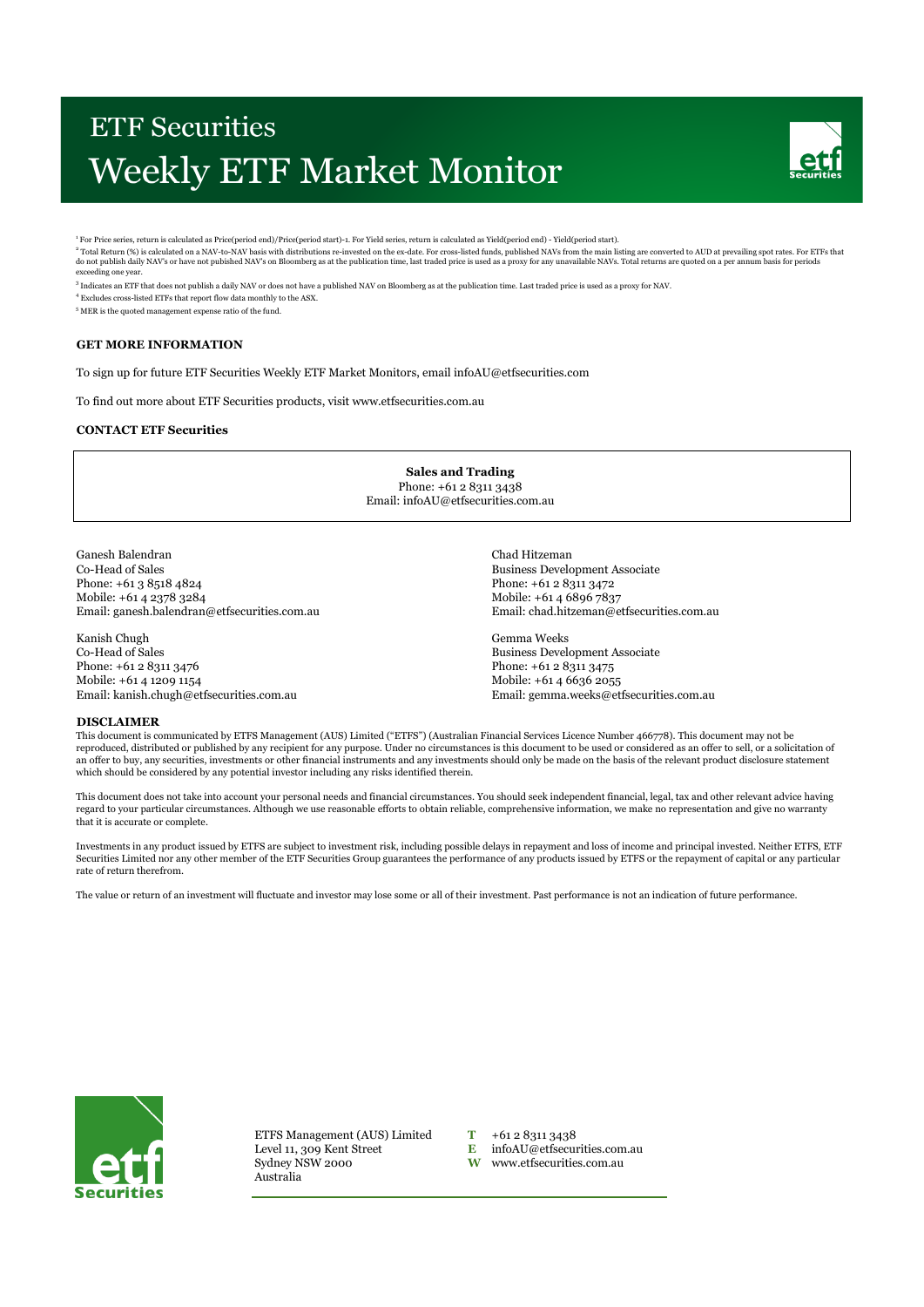# ETF Securities
# Weekly ETF Market Monitor

[1] For Price series, return is calculated as Price(period end)/Price(period start)-1. For Yield series, return is calculated as Yield(period end) - Yield(period start).

[2] Total Return (%) is calculated on a NAV-to-NAV basis with distributions re-invested on the ex-date. For cross-listed funds, published NAVs from the main listing are converted to AUD at prevailing spot rates. For ETFs that do not publish daily NAV's or have not pubished NAV's on Bloomberg as at the publication time, last traded price is used as a proxy for any unavailable NAVs. Total returns are quoted on a per annum basis for periods exceeding one year.

[3] Indicates an ETF that does not publish a daily NAV or does not have a published NAV on Bloomberg as at the publication time. Last traded price is used as a proxy for NAV.

[4] Excludes cross-listed ETFs that report flow data monthly to the ASX.

[5] MER is the quoted management expense ratio of the fund.

**GET MORE INFORMATION**

To sign up for future ETF Securities Weekly ETF Market Monitors, email infoAU@etfsecurities.com

To find out more about ETF Securities products, visit www.etfsecurities.com.au

**CONTACT ETF Securities**

**Sales and Trading**
Phone: +61 2 8311 3438
Email: infoAU@etfsecurities.com.au

Ganesh Balendran
Co-Head of Sales
Phone: +61 3 8518 4824
Mobile: +61 4 2378 3284
Email: ganesh.balendran@etfsecurities.com.au

Kanish Chugh
Co-Head of Sales
Phone: +61 2 8311 3476
Mobile: +61 4 1209 1154
Email: kanish.chugh@etfsecurities.com.au

Chad Hitzeman
Business Development Associate
Phone: +61 2 8311 3472
Mobile: +61 4 6896 7837
Email: chad.hitzeman@etfsecurities.com.au

Gemma Weeks
Business Development Associate
Phone: +61 2 8311 3475
Mobile: +61 4 6636 2055
Email: gemma.weeks@etfsecurities.com.au

**DISCLAIMER**

This document is communicated by ETFS Management (AUS) Limited ("ETFS") (Australian Financial Services Licence Number 466778). This document may not be reproduced, distributed or published by any recipient for any purpose. Under no circumstances is this document to be used or considered as an offer to sell, or a solicitation of an offer to buy, any securities, investments or other financial instruments and any investments should only be made on the basis of the relevant product disclosure statement which should be considered by any potential investor including any risks identified therein.

This document does not take into account your personal needs and financial circumstances. You should seek independent financial, legal, tax and other relevant advice having regard to your particular circumstances. Although we use reasonable efforts to obtain reliable, comprehensive information, we make no representation and give no warranty that it is accurate or complete.

Investments in any product issued by ETFS are subject to investment risk, including possible delays in repayment and loss of income and principal invested. Neither ETFS, ETF Securities Limited nor any other member of the ETF Securities Group guarantees the performance of any products issued by ETFS or the repayment of capital or any particular rate of return therefrom.

The value or return of an investment will fluctuate and investor may lose some or all of their investment. Past performance is not an indication of future performance.

ETFS Management (AUS) Limited
Level 11, 309 Kent Street
Sydney NSW 2000
Australia

**T** +61 2 8311 3438
**E** infoAU@etfsecurities.com.au
**W** www.etfsecurities.com.au